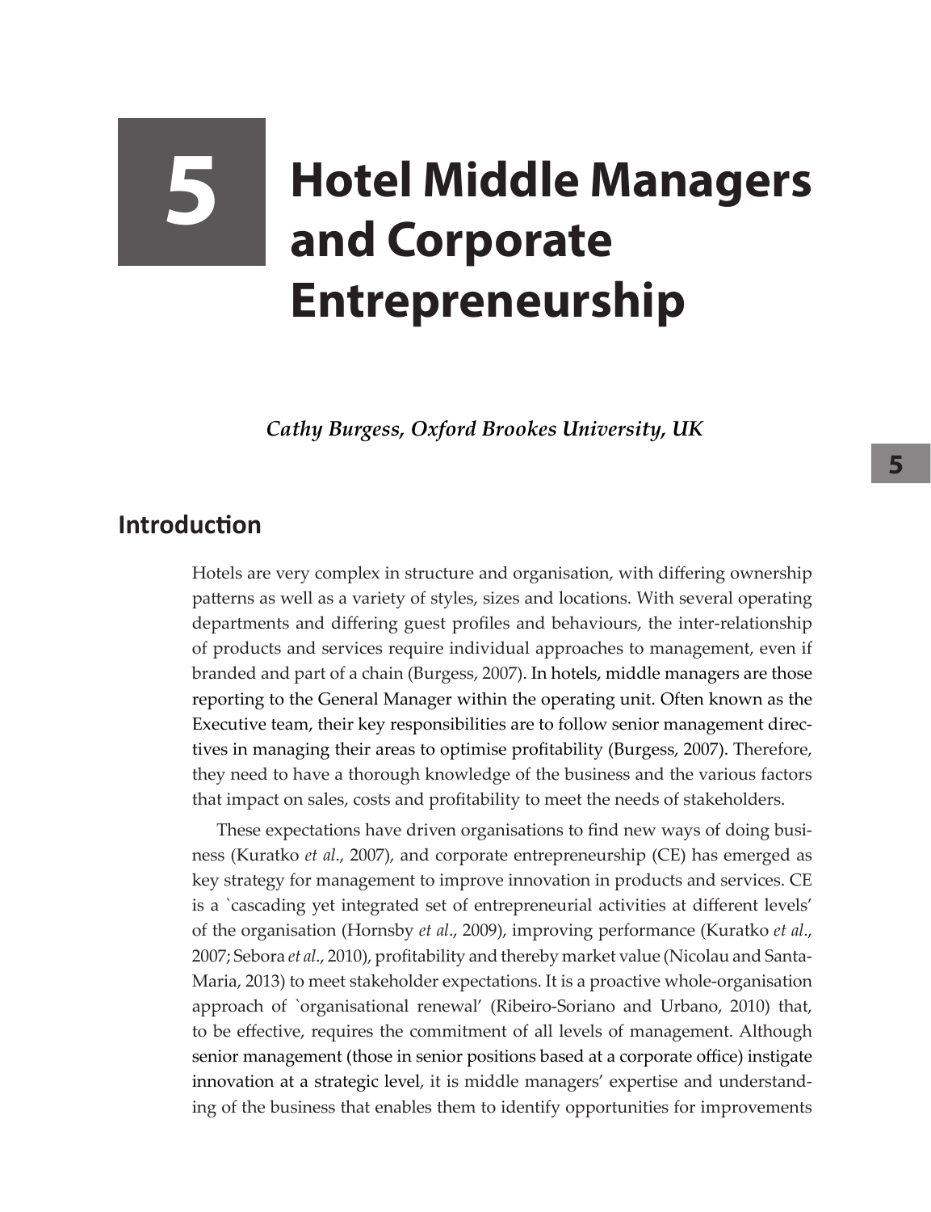# 5 Hotel Middle Managers and Corporate Entrepreneurship

***Cathy Burgess, Oxford Brookes University, UK***

## Introduction

Hotels are very complex in structure and organisation, with differing ownership patterns as well as a variety of styles, sizes and locations. With several operating departments and differing guest profiles and behaviours, the inter-relationship of products and services require individual approaches to management, even if branded and part of a chain (Burgess, 2007). In hotels, middle managers are those reporting to the General Manager within the operating unit. Often known as the Executive team, their key responsibilities are to follow senior management directives in managing their areas to optimise profitability (Burgess, 2007). Therefore, they need to have a thorough knowledge of the business and the various factors that impact on sales, costs and profitability to meet the needs of stakeholders.

These expectations have driven organisations to find new ways of doing business (Kuratko *et al*., 2007), and corporate entrepreneurship (CE) has emerged as key strategy for management to improve innovation in products and services. CE is a `cascading yet integrated set of entrepreneurial activities at different levels' of the organisation (Hornsby *et al*., 2009), improving performance (Kuratko *et al*., 2007; Sebora *et al*., 2010), profitability and thereby market value (Nicolau and Santa-Maria, 2013) to meet stakeholder expectations. It is a proactive whole-organisation approach of `organisational renewal' (Ribeiro-Soriano and Urbano, 2010) that, to be effective, requires the commitment of all levels of management. Although senior management (those in senior positions based at a corporate office) instigate innovation at a strategic level, it is middle managers' expertise and understanding of the business that enables them to identify opportunities for improvements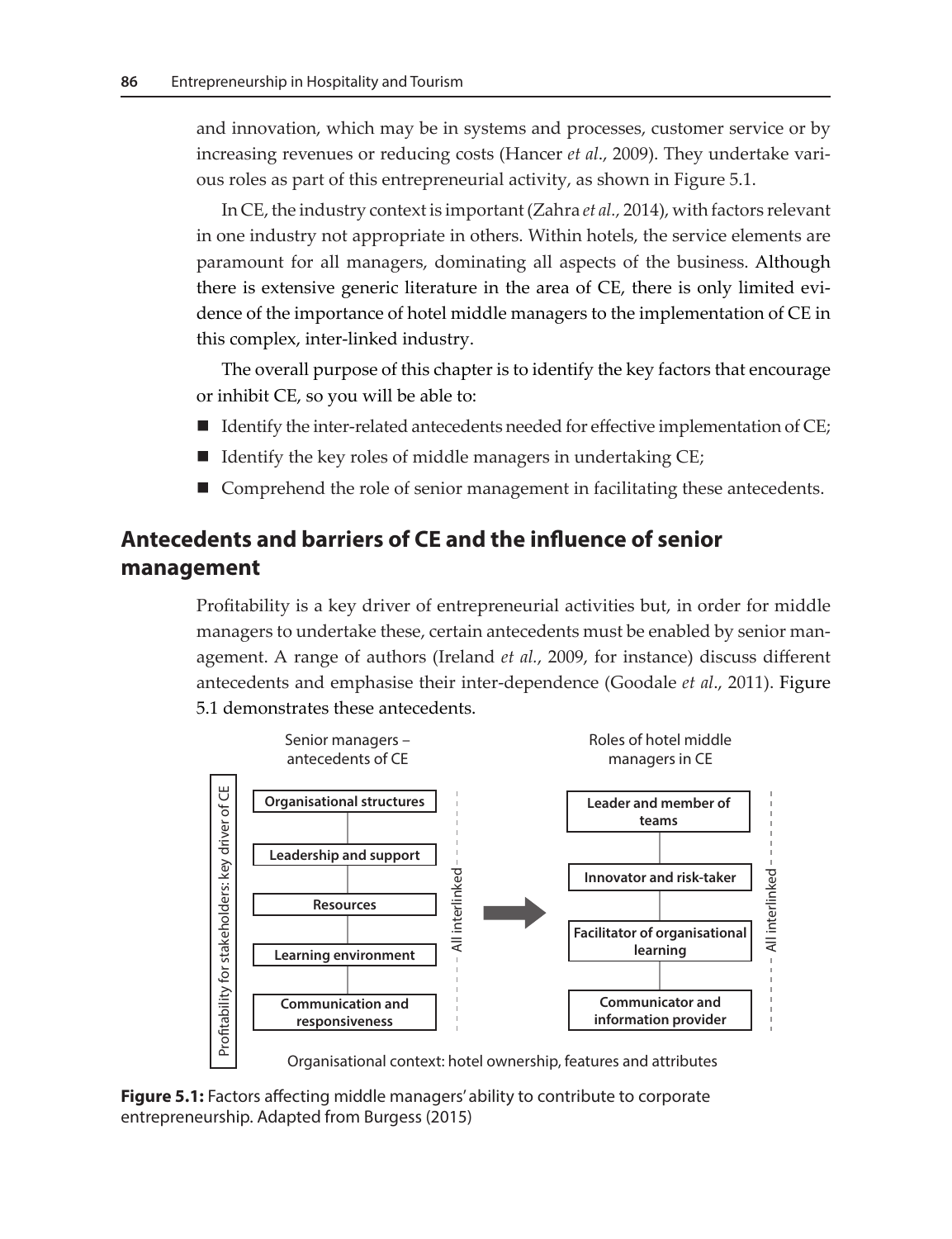and innovation, which may be in systems and processes, customer service or by increasing revenues or reducing costs (Hancer *et al*., 2009). They undertake various roles as part of this entrepreneurial activity, as shown in Figure 5.1.

In CE, the industry context is important (Zahra *et al.,* 2014), with factors relevant in one industry not appropriate in others. Within hotels, the service elements are paramount for all managers, dominating all aspects of the business. Although there is extensive generic literature in the area of CE, there is only limited evidence of the importance of hotel middle managers to the implementation of CE in this complex, inter-linked industry.

The overall purpose of this chapter is to identify the key factors that encourage or inhibit CE, so you will be able to:

- Identify the inter-related antecedents needed for effective implementation of CE;
- Identify the key roles of middle managers in undertaking CE;
- Comprehend the role of senior management in facilitating these antecedents.

## Antecedents and barriers of CE and the influence of senior management

Profitability is a key driver of entrepreneurial activities but, in order for middle managers to undertake these, certain antecedents must be enabled by senior management. A range of authors (Ireland *et al.*, 2009, for instance) discuss different antecedents and emphasise their inter-dependence (Goodale *et al*., 2011). Figure 5.1 demonstrates these antecedents.

Senior managers – antecedents of CE

- Organisational structures
- Leadership and support
- Resources
- Learning environment
- Communication and responsiveness

Profitability for stakeholders: key driver of CE

All interlinked

Roles of hotel middle managers in CE

- Leader and member of teams
- Innovator and risk-taker
- Facilitator of organisational learning
- Communicator and information provider

All interlinked

Organisational context: hotel ownership, features and attributes

**Figure 5.1:** Factors affecting middle managers' ability to contribute to corporate entrepreneurship. Adapted from Burgess (2015)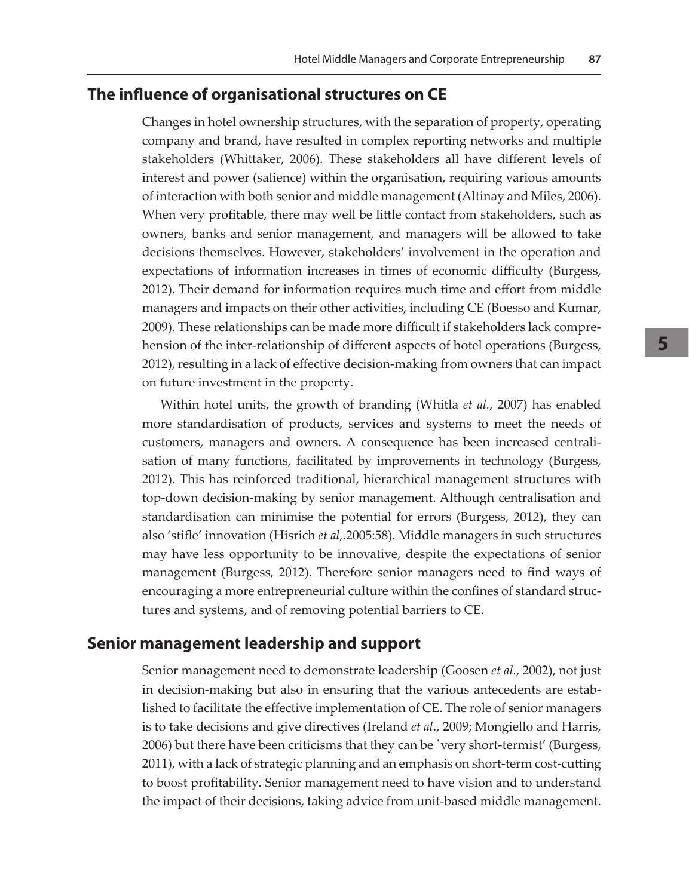## The influence of organisational structures on CE

Changes in hotel ownership structures, with the separation of property, operating company and brand, have resulted in complex reporting networks and multiple stakeholders (Whittaker, 2006). These stakeholders all have different levels of interest and power (salience) within the organisation, requiring various amounts of interaction with both senior and middle management (Altinay and Miles, 2006). When very profitable, there may well be little contact from stakeholders, such as owners, banks and senior management, and managers will be allowed to take decisions themselves. However, stakeholders' involvement in the operation and expectations of information increases in times of economic difficulty (Burgess, 2012). Their demand for information requires much time and effort from middle managers and impacts on their other activities, including CE (Boesso and Kumar, 2009). These relationships can be made more difficult if stakeholders lack comprehension of the inter-relationship of different aspects of hotel operations (Burgess, 2012), resulting in a lack of effective decision-making from owners that can impact on future investment in the property.

Within hotel units, the growth of branding (Whitla *et al.*, 2007) has enabled more standardisation of products, services and systems to meet the needs of customers, managers and owners. A consequence has been increased centralisation of many functions, facilitated by improvements in technology (Burgess, 2012). This has reinforced traditional, hierarchical management structures with top-down decision-making by senior management. Although centralisation and standardisation can minimise the potential for errors (Burgess, 2012), they can also 'stifle' innovation (Hisrich *et al,*.2005:58). Middle managers in such structures may have less opportunity to be innovative, despite the expectations of senior management (Burgess, 2012). Therefore senior managers need to find ways of encouraging a more entrepreneurial culture within the confines of standard structures and systems, and of removing potential barriers to CE.

## Senior management leadership and support

Senior management need to demonstrate leadership (Goosen *et al.*, 2002), not just in decision-making but also in ensuring that the various antecedents are established to facilitate the effective implementation of CE. The role of senior managers is to take decisions and give directives (Ireland *et al*., 2009; Mongiello and Harris, 2006) but there have been criticisms that they can be `very short-termist' (Burgess, 2011), with a lack of strategic planning and an emphasis on short-term cost-cutting to boost profitability. Senior management need to have vision and to understand the impact of their decisions, taking advice from unit-based middle management.